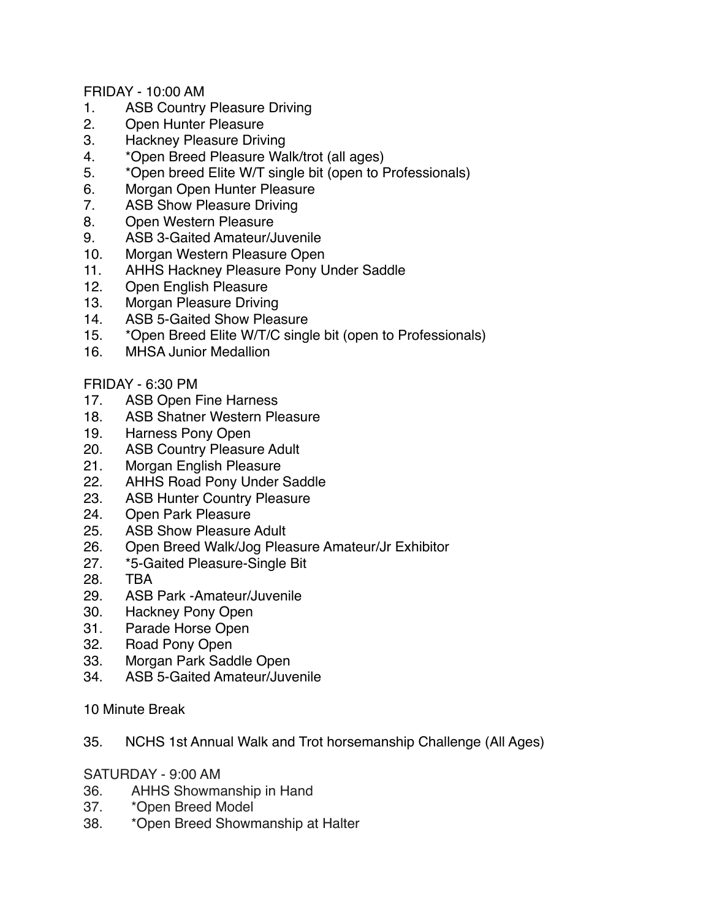FRIDAY - 10:00 AM

1. ASB Country Pleasure Driving
2. Open Hunter Pleasure
3. Hackney Pleasure Driving
4. *Open Breed Pleasure Walk/trot (all ages)
5. *Open breed Elite W/T single bit (open to Professionals)
6. Morgan Open Hunter Pleasure
7. ASB Show Pleasure Driving
8. Open Western Pleasure
9. ASB 3-Gaited Amateur/Juvenile
10. Morgan Western Pleasure Open
11. AHHS Hackney Pleasure Pony Under Saddle
12. Open English Pleasure
13. Morgan Pleasure Driving
14. ASB 5-Gaited Show Pleasure
15. *Open Breed Elite W/T/C single bit (open to Professionals)
16. MHSA Junior Medallion

FRIDAY - 6:30 PM

17. ASB Open Fine Harness
18. ASB Shatner Western Pleasure
19. Harness Pony Open
20. ASB Country Pleasure Adult
21. Morgan English Pleasure
22. AHHS Road Pony Under Saddle
23. ASB Hunter Country Pleasure
24. Open Park Pleasure
25. ASB Show Pleasure Adult
26. Open Breed Walk/Jog Pleasure Amateur/Jr Exhibitor
27. *5-Gaited Pleasure-Single Bit
28. TBA
29. ASB Park -Amateur/Juvenile
30. Hackney Pony Open
31. Parade Horse Open
32. Road Pony Open
33. Morgan Park Saddle Open
34. ASB 5-Gaited Amateur/Juvenile

10 Minute Break

35. NCHS 1st Annual Walk and Trot horsemanship Challenge (All Ages)

SATURDAY - 9:00 AM

36. AHHS Showmanship in Hand
37. *Open Breed Model
38. *Open Breed Showmanship at Halter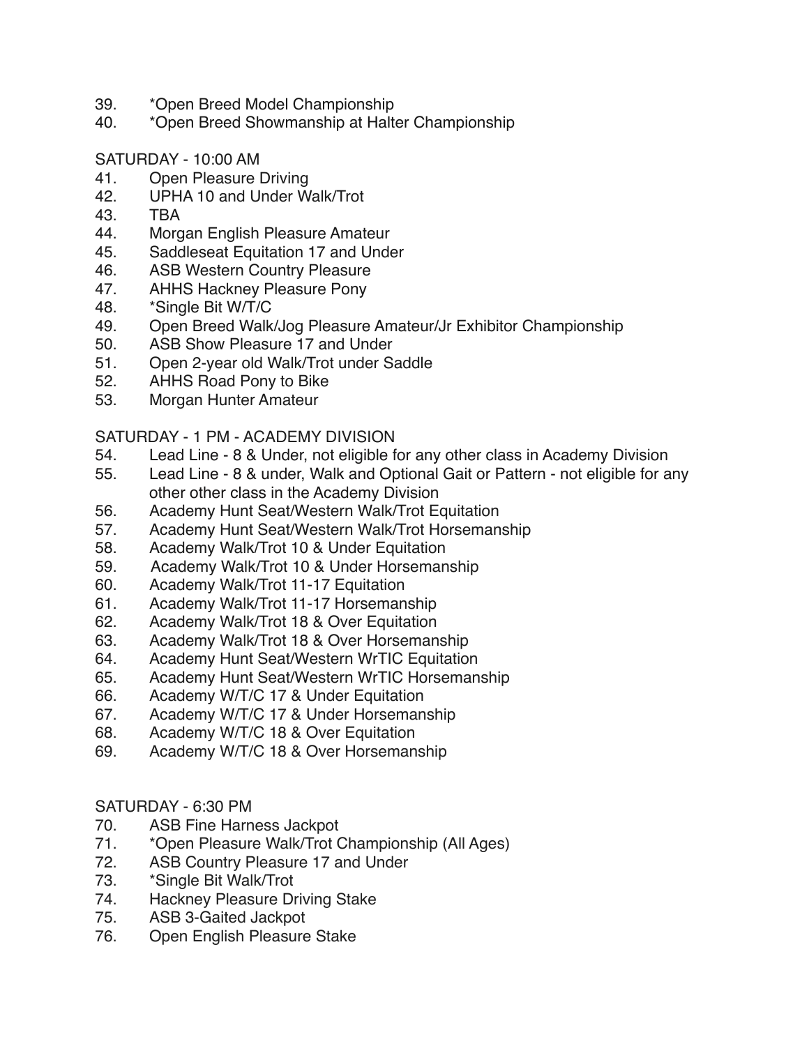39. *Open Breed Model Championship
40. *Open Breed Showmanship at Halter Championship

SATURDAY - 10:00 AM

41. Open Pleasure Driving
42. UPHA 10 and Under Walk/Trot
43. TBA
44. Morgan English Pleasure Amateur
45. Saddleseat Equitation 17 and Under
46. ASB Western Country Pleasure
47. AHHS Hackney Pleasure Pony
48. *Single Bit W/T/C
49. Open Breed Walk/Jog Pleasure Amateur/Jr Exhibitor Championship
50. ASB Show Pleasure 17 and Under
51. Open 2-year old Walk/Trot under Saddle
52. AHHS Road Pony to Bike
53. Morgan Hunter Amateur

SATURDAY - 1 PM - ACADEMY DIVISION

54. Lead Line - 8 & Under, not eligible for any other class in Academy Division
55. Lead Line - 8 & under, Walk and Optional Gait or Pattern - not eligible for any other other class in the Academy Division
56. Academy Hunt Seat/Western Walk/Trot Equitation
57. Academy Hunt Seat/Western Walk/Trot Horsemanship
58. Academy Walk/Trot 10 & Under Equitation
59. Academy Walk/Trot 10 & Under Horsemanship
60. Academy Walk/Trot 11-17 Equitation
61. Academy Walk/Trot 11-17 Horsemanship
62. Academy Walk/Trot 18 & Over Equitation
63. Academy Walk/Trot 18 & Over Horsemanship
64. Academy Hunt Seat/Western WrTIC Equitation
65. Academy Hunt Seat/Western WrTIC Horsemanship
66. Academy W/T/C 17 & Under Equitation
67. Academy W/T/C 17 & Under Horsemanship
68. Academy W/T/C 18 & Over Equitation
69. Academy W/T/C 18 & Over Horsemanship

SATURDAY - 6:30 PM

70. ASB Fine Harness Jackpot
71. *Open Pleasure Walk/Trot Championship (All Ages)
72. ASB Country Pleasure 17 and Under
73. *Single Bit Walk/Trot
74. Hackney Pleasure Driving Stake
75. ASB 3-Gaited Jackpot
76. Open English Pleasure Stake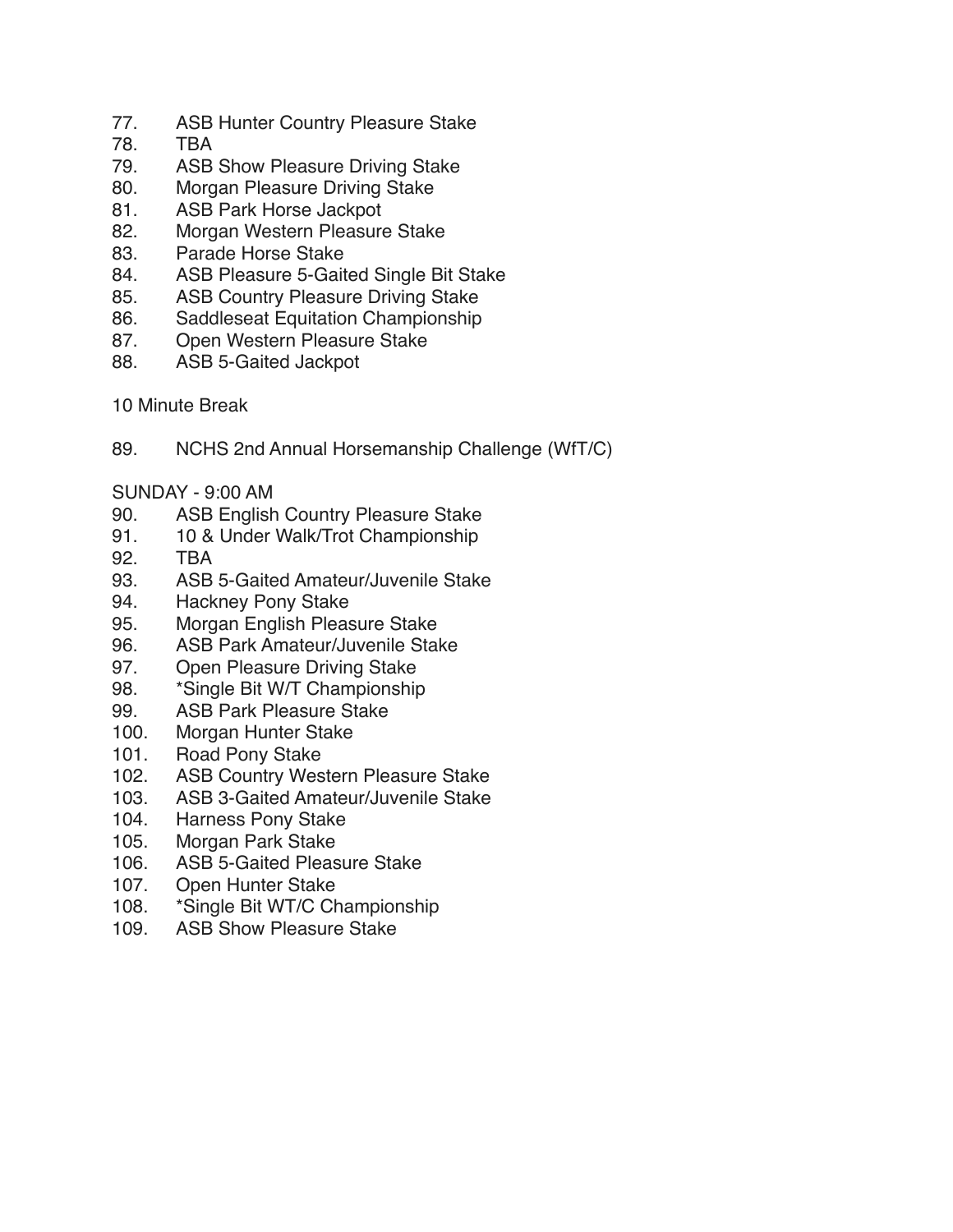77. ASB Hunter Country Pleasure Stake
78. TBA
79. ASB Show Pleasure Driving Stake
80. Morgan Pleasure Driving Stake
81. ASB Park Horse Jackpot
82. Morgan Western Pleasure Stake
83. Parade Horse Stake
84. ASB Pleasure 5-Gaited Single Bit Stake
85. ASB Country Pleasure Driving Stake
86. Saddleseat Equitation Championship
87. Open Western Pleasure Stake
88. ASB 5-Gaited Jackpot

10 Minute Break

89. NCHS 2nd Annual Horsemanship Challenge (WfT/C)

SUNDAY - 9:00 AM

90. ASB English Country Pleasure Stake
91. 10 & Under Walk/Trot Championship
92. TBA
93. ASB 5-Gaited Amateur/Juvenile Stake
94. Hackney Pony Stake
95. Morgan English Pleasure Stake
96. ASB Park Amateur/Juvenile Stake
97. Open Pleasure Driving Stake
98. *Single Bit W/T Championship
99. ASB Park Pleasure Stake
100. Morgan Hunter Stake
101. Road Pony Stake
102. ASB Country Western Pleasure Stake
103. ASB 3-Gaited Amateur/Juvenile Stake
104. Harness Pony Stake
105. Morgan Park Stake
106. ASB 5-Gaited Pleasure Stake
107. Open Hunter Stake
108. *Single Bit WT/C Championship
109. ASB Show Pleasure Stake